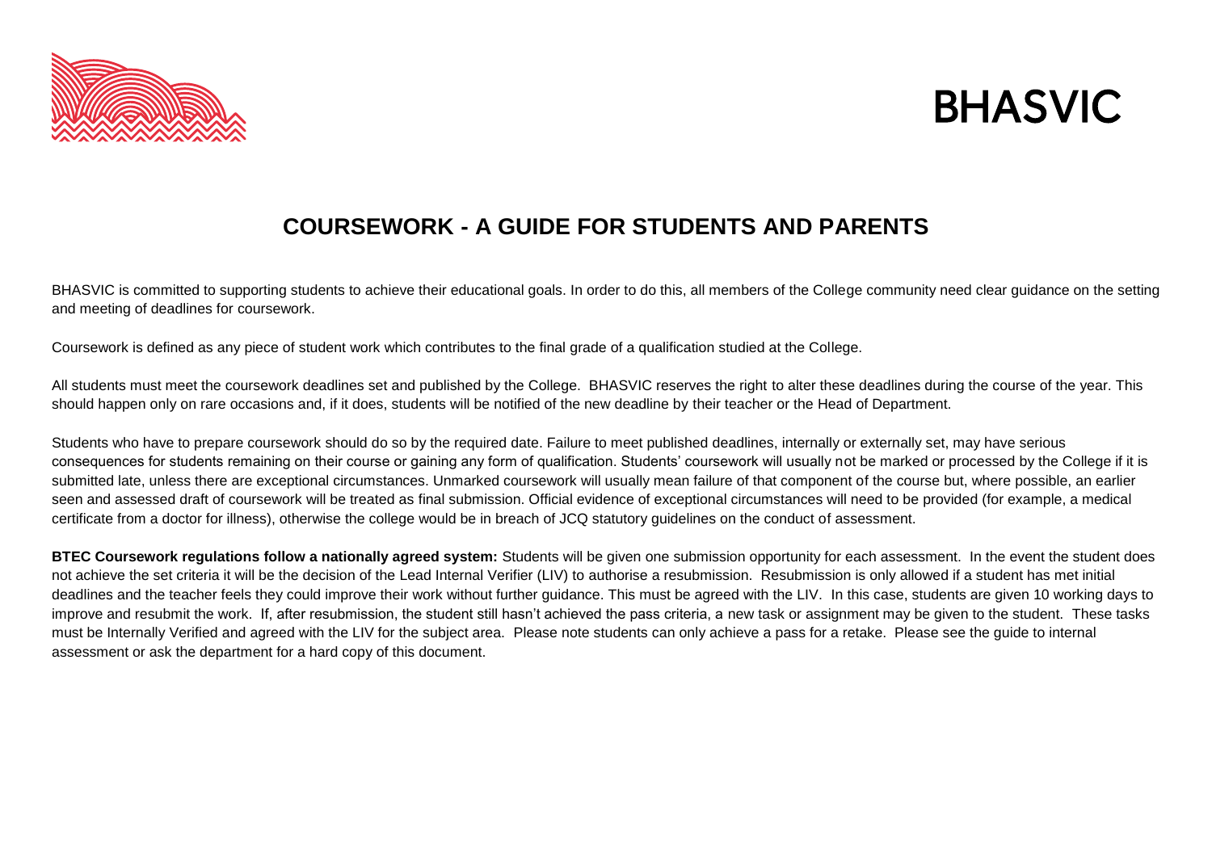BHASVIC

# COURSEWORK - A GUIDE FOR STUDENTS AND PARENTS

BHASVIC is committed to supporting students to achieve their educational goals. In order to do this, all members of the College community need clear guidance on the setting and meeting of deadlines for coursework.

Coursework is defined as any piece of student work which contributes to the final grade of a qualification studied at the College.

All students must meet the coursework deadlines set and published by the College. BHASVIC reserves the right to alter these deadlines during the course of the year. This should happen only on rare occasions and, if it does, students will be notified of the new deadline by their teacher or the Head of Department.

Students who have to prepare coursework should do so by the required date. Failure to meet published deadlines, internally or externally set, may have serious consequences for students remaining on their course or gaining any form of qualification. Students' coursework will usually not be marked or processed by the College if it is submitted late, unless there are exceptional circumstances. Unmarked coursework will usually mean failure of that component of the course but, where possible, an earlier seen and assessed draft of coursework will be treated as final submission. Official evidence of exceptional circumstances will need to be provided (for example, a medical certificate from a doctor for illness), otherwise the college would be in breach of JCQ statutory guidelines on the conduct of assessment.

**BTEC Coursework regulations follow a nationally agreed system:** Students will be given one submission opportunity for each assessment. In the event the student does not achieve the set criteria it will be the decision of the Lead Internal Verifier (LIV) to authorise a resubmission. Resubmission is only allowed if a student has met initial deadlines and the teacher feels they could improve their work without further guidance. This must be agreed with the LIV. In this case, students are given 10 working days to improve and resubmit the work. If, after resubmission, the student still hasn't achieved the pass criteria, a new task or assignment may be given to the student. These tasks must be Internally Verified and agreed with the LIV for the subject area. Please note students can only achieve a pass for a retake. Please see the guide to internal assessment or ask the department for a hard copy of this document.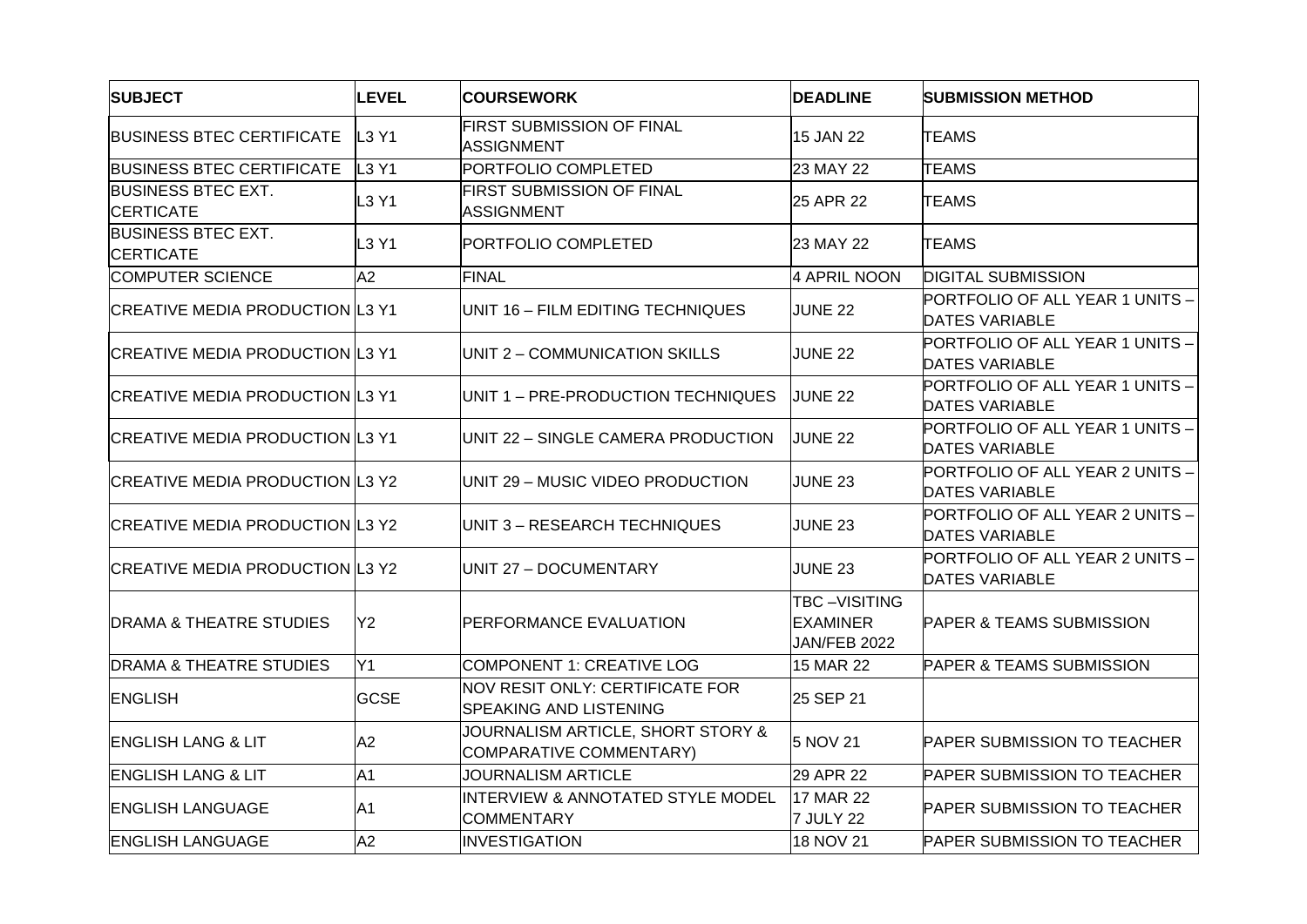| SUBJECT | LEVEL | COURSEWORK | DEADLINE | SUBMISSION METHOD |
| --- | --- | --- | --- | --- |
| BUSINESS BTEC CERTIFICATE | L3 Y1 | FIRST SUBMISSION OF FINAL ASSIGNMENT | 15 JAN 22 | TEAMS |
| BUSINESS BTEC CERTIFICATE | L3 Y1 | PORTFOLIO COMPLETED | 23 MAY 22 | TEAMS |
| BUSINESS BTEC EXT. CERTICATE | L3 Y1 | FIRST SUBMISSION OF FINAL ASSIGNMENT | 25 APR 22 | TEAMS |
| BUSINESS BTEC EXT. CERTICATE | L3 Y1 | PORTFOLIO COMPLETED | 23 MAY 22 | TEAMS |
| COMPUTER SCIENCE | A2 | FINAL | 4 APRIL NOON | DIGITAL SUBMISSION |
| CREATIVE MEDIA PRODUCTION | L3 Y1 | UNIT 16 – FILM EDITING TECHNIQUES | JUNE 22 | PORTFOLIO OF ALL YEAR 1 UNITS – DATES VARIABLE |
| CREATIVE MEDIA PRODUCTION | L3 Y1 | UNIT 2 – COMMUNICATION SKILLS | JUNE 22 | PORTFOLIO OF ALL YEAR 1 UNITS – DATES VARIABLE |
| CREATIVE MEDIA PRODUCTION | L3 Y1 | UNIT 1 – PRE-PRODUCTION TECHNIQUES | JUNE 22 | PORTFOLIO OF ALL YEAR 1 UNITS – DATES VARIABLE |
| CREATIVE MEDIA PRODUCTION | L3 Y1 | UNIT 22 – SINGLE CAMERA PRODUCTION | JUNE 22 | PORTFOLIO OF ALL YEAR 1 UNITS – DATES VARIABLE |
| CREATIVE MEDIA PRODUCTION | L3 Y2 | UNIT 29 – MUSIC VIDEO PRODUCTION | JUNE 23 | PORTFOLIO OF ALL YEAR 2 UNITS – DATES VARIABLE |
| CREATIVE MEDIA PRODUCTION | L3 Y2 | UNIT 3 – RESEARCH TECHNIQUES | JUNE 23 | PORTFOLIO OF ALL YEAR 2 UNITS – DATES VARIABLE |
| CREATIVE MEDIA PRODUCTION | L3 Y2 | UNIT 27 – DOCUMENTARY | JUNE 23 | PORTFOLIO OF ALL YEAR 2 UNITS – DATES VARIABLE |
| DRAMA & THEATRE STUDIES | Y2 | PERFORMANCE EVALUATION | TBC –VISITING EXAMINER JAN/FEB 2022 | PAPER & TEAMS SUBMISSION |
| DRAMA & THEATRE STUDIES | Y1 | COMPONENT 1: CREATIVE LOG | 15 MAR 22 | PAPER & TEAMS SUBMISSION |
| ENGLISH | GCSE | NOV RESIT ONLY: CERTIFICATE FOR SPEAKING AND LISTENING | 25 SEP 21 | |
| ENGLISH LANG & LIT | A2 | JOURNALISM ARTICLE, SHORT STORY & COMPARATIVE COMMENTARY) | 5 NOV 21 | PAPER SUBMISSION TO TEACHER |
| ENGLISH LANG & LIT | A1 | JOURNALISM ARTICLE | 29 APR 22 | PAPER SUBMISSION TO TEACHER |
| ENGLISH LANGUAGE | A1 | INTERVIEW & ANNOTATED STYLE MODEL COMMENTARY | 17 MAR 22<br>7 JULY 22 | PAPER SUBMISSION TO TEACHER |
| ENGLISH LANGUAGE | A2 | INVESTIGATION | 18 NOV 21 | PAPER SUBMISSION TO TEACHER |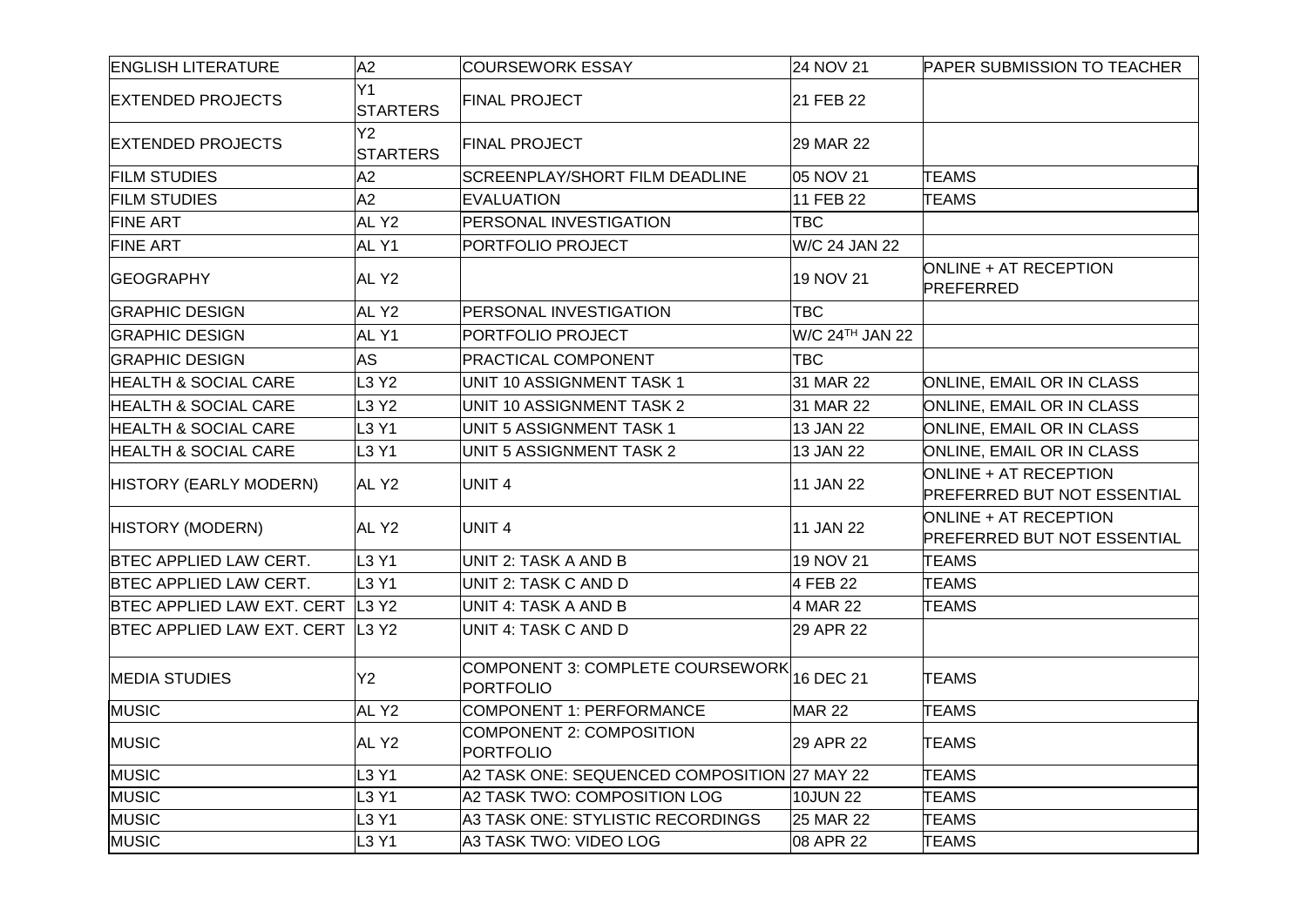| ENGLISH LITERATURE | A2 | COURSEWORK ESSAY | 24 NOV 21 | PAPER SUBMISSION TO TEACHER |
|---|---|---|---|---|
| EXTENDED PROJECTS | Y1 STARTERS | FINAL PROJECT | 21 FEB 22 | |
| EXTENDED PROJECTS | Y2 STARTERS | FINAL PROJECT | 29 MAR 22 | |
| FILM STUDIES | A2 | SCREENPLAY/SHORT FILM DEADLINE | 05 NOV 21 | TEAMS |
| FILM STUDIES | A2 | EVALUATION | 11 FEB 22 | TEAMS |
| FINE ART | AL Y2 | PERSONAL INVESTIGATION | TBC | |
| FINE ART | AL Y1 | PORTFOLIO PROJECT | W/C 24 JAN 22 | |
| GEOGRAPHY | AL Y2 | | 19 NOV 21 | ONLINE + AT RECEPTION PREFERRED |
| GRAPHIC DESIGN | AL Y2 | PERSONAL INVESTIGATION | TBC | |
| GRAPHIC DESIGN | AL Y1 | PORTFOLIO PROJECT | W/C 24TH JAN 22 | |
| GRAPHIC DESIGN | AS | PRACTICAL COMPONENT | TBC | |
| HEALTH & SOCIAL CARE | L3 Y2 | UNIT 10 ASSIGNMENT TASK 1 | 31 MAR 22 | ONLINE, EMAIL OR IN CLASS |
| HEALTH & SOCIAL CARE | L3 Y2 | UNIT 10 ASSIGNMENT TASK 2 | 31 MAR 22 | ONLINE, EMAIL OR IN CLASS |
| HEALTH & SOCIAL CARE | L3 Y1 | UNIT 5 ASSIGNMENT TASK 1 | 13 JAN 22 | ONLINE, EMAIL OR IN CLASS |
| HEALTH & SOCIAL CARE | L3 Y1 | UNIT 5 ASSIGNMENT TASK 2 | 13 JAN 22 | ONLINE, EMAIL OR IN CLASS |
| HISTORY (EARLY MODERN) | AL Y2 | UNIT 4 | 11 JAN 22 | ONLINE + AT RECEPTION PREFERRED BUT NOT ESSENTIAL |
| HISTORY (MODERN) | AL Y2 | UNIT 4 | 11 JAN 22 | ONLINE + AT RECEPTION PREFERRED BUT NOT ESSENTIAL |
| BTEC APPLIED LAW CERT. | L3 Y1 | UNIT 2: TASK A AND B | 19 NOV 21 | TEAMS |
| BTEC APPLIED LAW CERT. | L3 Y1 | UNIT 2: TASK C AND D | 4 FEB 22 | TEAMS |
| BTEC APPLIED LAW EXT. CERT | L3 Y2 | UNIT 4: TASK A AND B | 4 MAR 22 | TEAMS |
| BTEC APPLIED LAW EXT. CERT | L3 Y2 | UNIT 4: TASK C AND D | 29 APR 22 | |
| MEDIA STUDIES | Y2 | COMPONENT 3: COMPLETE COURSEWORK PORTFOLIO | 16 DEC 21 | TEAMS |
| MUSIC | AL Y2 | COMPONENT 1: PERFORMANCE | MAR 22 | TEAMS |
| MUSIC | AL Y2 | COMPONENT 2: COMPOSITION PORTFOLIO | 29 APR 22 | TEAMS |
| MUSIC | L3 Y1 | A2 TASK ONE: SEQUENCED COMPOSITION | 27 MAY 22 | TEAMS |
| MUSIC | L3 Y1 | A2 TASK TWO: COMPOSITION LOG | 10JUN 22 | TEAMS |
| MUSIC | L3 Y1 | A3 TASK ONE: STYLISTIC RECORDINGS | 25 MAR 22 | TEAMS |
| MUSIC | L3 Y1 | A3 TASK TWO: VIDEO LOG | 08 APR 22 | TEAMS |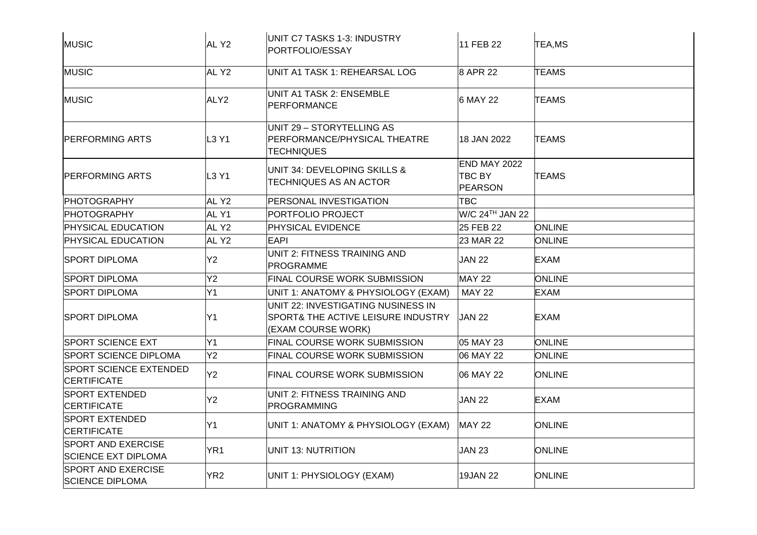| | | | | |
|---|---|---|---|---|
| MUSIC | AL Y2 | UNIT C7 TASKS 1-3: INDUSTRY PORTFOLIO/ESSAY | 11 FEB 22 | TEA,MS |
| MUSIC | AL Y2 | UNIT A1 TASK 1: REHEARSAL LOG | 8 APR 22 | TEAMS |
| MUSIC | ALY2 | UNIT A1 TASK 2: ENSEMBLE PERFORMANCE | 6 MAY 22 | TEAMS |
| PERFORMING ARTS | L3 Y1 | UNIT 29 – STORYTELLING AS PERFORMANCE/PHYSICAL THEATRE TECHNIQUES | 18 JAN 2022 | TEAMS |
| PERFORMING ARTS | L3 Y1 | UNIT 34: DEVELOPING SKILLS & TECHNIQUES AS AN ACTOR | END MAY 2022 TBC BY PEARSON | TEAMS |
| PHOTOGRAPHY | AL Y2 | PERSONAL INVESTIGATION | TBC | |
| PHOTOGRAPHY | AL Y1 | PORTFOLIO PROJECT | W/C 24TH JAN 22 | |
| PHYSICAL EDUCATION | AL Y2 | PHYSICAL EVIDENCE | 25 FEB 22 | ONLINE |
| PHYSICAL EDUCATION | AL Y2 | EAPI | 23 MAR 22 | ONLINE |
| SPORT DIPLOMA | Y2 | UNIT 2: FITNESS TRAINING AND PROGRAMME | JAN 22 | EXAM |
| SPORT DIPLOMA | Y2 | FINAL COURSE WORK SUBMISSION | MAY 22 | ONLINE |
| SPORT DIPLOMA | Y1 | UNIT 1: ANATOMY & PHYSIOLOGY (EXAM) | MAY 22 | EXAM |
| SPORT DIPLOMA | Y1 | UNIT 22: INVESTIGATING NUSINESS IN SPORT& THE ACTIVE LEISURE INDUSTRY (EXAM COURSE WORK) | JAN 22 | EXAM |
| SPORT SCIENCE EXT | Y1 | FINAL COURSE WORK SUBMISSION | 05 MAY 23 | ONLINE |
| SPORT SCIENCE DIPLOMA | Y2 | FINAL COURSE WORK SUBMISSION | 06 MAY 22 | ONLINE |
| SPORT SCIENCE EXTENDED CERTIFICATE | Y2 | FINAL COURSE WORK SUBMISSION | 06 MAY 22 | ONLINE |
| SPORT EXTENDED CERTIFICATE | Y2 | UNIT 2: FITNESS TRAINING AND PROGRAMMING | JAN 22 | EXAM |
| SPORT EXTENDED CERTIFICATE | Y1 | UNIT 1: ANATOMY & PHYSIOLOGY (EXAM) | MAY 22 | ONLINE |
| SPORT AND EXERCISE SCIENCE EXT DIPLOMA | YR1 | UNIT 13: NUTRITION | JAN 23 | ONLINE |
| SPORT AND EXERCISE SCIENCE DIPLOMA | YR2 | UNIT 1: PHYSIOLOGY (EXAM) | 19JAN 22 | ONLINE |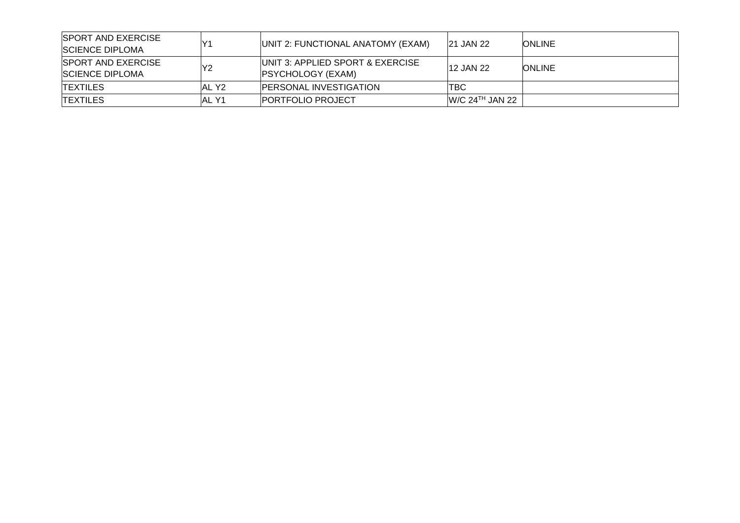| | | | | |
|---|---|---|---|---|
| SPORT AND EXERCISE SCIENCE DIPLOMA | Y1 | UNIT 2: FUNCTIONAL ANATOMY (EXAM) | 21 JAN 22 | ONLINE |
| SPORT AND EXERCISE SCIENCE DIPLOMA | Y2 | UNIT 3: APPLIED SPORT & EXERCISE PSYCHOLOGY (EXAM) | 12 JAN 22 | ONLINE |
| TEXTILES | AL Y2 | PERSONAL INVESTIGATION | TBC | |
| TEXTILES | AL Y1 | PORTFOLIO PROJECT | W/C 24TH JAN 22 | |